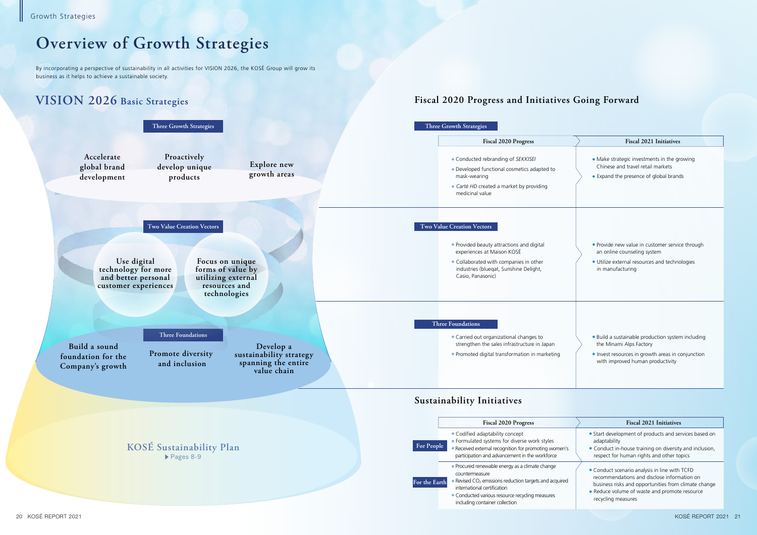# Overview of Growth Strategies

By incorporating a perspective of sustainability in all activities for VISION 2026, the KOSÉ Group will grow its business as it helps to achieve a sustainable society.

## VISION 2026 Basic Strategies

**Three Growth Strategies**

- Accelerate global brand development
- Proactively develop unique products
- Explore new growth areas

**Two Value Creation Vectors**

- Use digital technology for more and better personal customer experiences
- Focus on unique forms of value by utilizing external resources and technologies

**Three Foundations**

- Build a sound foundation for the Company's growth
- Promote diversity and inclusion
- Develop a sustainability strategy spanning the entire value chain

**KOSÉ Sustainability Plan**
▶ Pages 8-9

## Fiscal 2020 Progress and Initiatives Going Forward

| | Fiscal 2020 Progress | Fiscal 2021 Initiatives |
|---|---|---|
| Three Growth Strategies | • Conducted rebranding of *SEKKISEI*<br>• Developed functional cosmetics adapted to mask-wearing<br>• *Carté HD* created a market by providing medicinal value | • Make strategic investments in the growing Chinese and travel retail markets<br>• Expand the presence of global brands |
| Two Value Creation Vectors | • Provided beauty attractions and digital experiences at Maison KOSÉ<br>• Collaborated with companies in other industries (blueqat, Sunshine Delight, Casio, Panasonic) | • Provide new value in customer service through an online counseling system<br>• Utilize external resources and technologies in manufacturing |
| Three Foundations | • Carried out organizational changes to strengthen the sales infrastructure in Japan<br>• Promoted digital transformation in marketing | • Build a sustainable production system including the Minami Alps Factory<br>• Invest resources in growth areas in conjunction with improved human productivity |

## Sustainability Initiatives

| | Fiscal 2020 Progress | Fiscal 2021 Initiatives |
|---|---|---|
| For People | • Codified adaptability concept<br>• Formulated systems for diverse work styles<br>• Received external recognition for promoting women's participation and advancement in the workforce | • Start development of products and services based on adaptability<br>• Conduct in-house training on diversity and inclusion, respect for human rights and other topics |
| For the Earth | • Procured renewable energy as a climate change countermeasure<br>• Revised $CO_2$ emissions reduction targets and acquired international certification<br>• Conducted various resource recycling measures including container collection | • Conduct scenario analysis in line with TCFD recommendations and disclose information on business risks and opportunities from climate change<br>• Reduce volume of waste and promote resource recycling measures |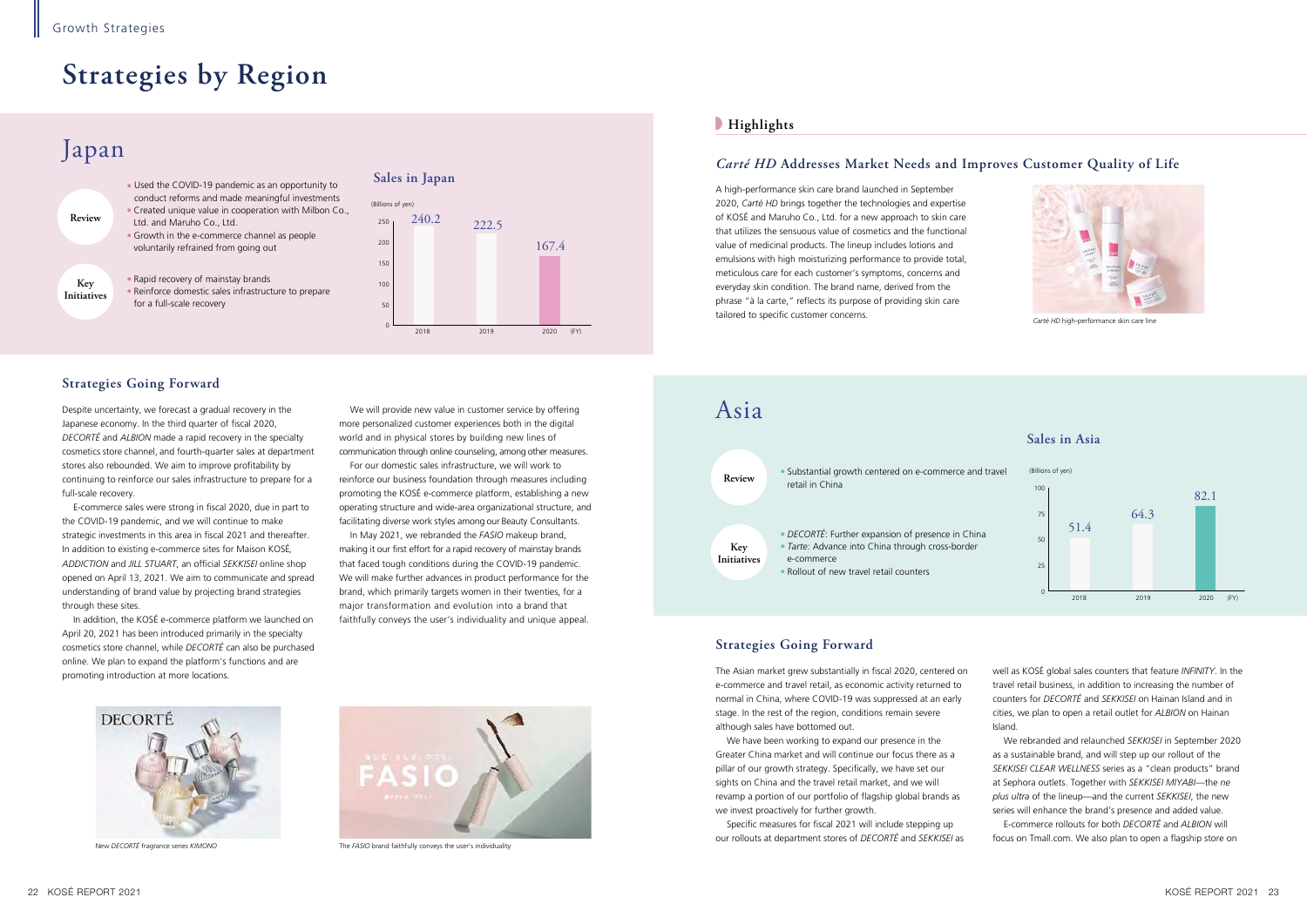Growth Strategies

# Strategies by Region

## Japan

**Review**

- Used the COVID-19 pandemic as an opportunity to conduct reforms and made meaningful investments
- Created unique value in cooperation with Milbon Co., Ltd. and Maruho Co., Ltd.
- Growth in the e-commerce channel as people voluntarily refrained from going out

**Key Initiatives**

- Rapid recovery of mainstay brands
- Reinforce domestic sales infrastructure to prepare for a full-scale recovery

### Sales in Japan

(Billions of yen)

240.2
222.5
167.4

0
50
100
150
200
250

2018
2019
2020 (FY)

### Strategies Going Forward

Despite uncertainty, we forecast a gradual recovery in the Japanese economy. In the third quarter of fiscal 2020, *DECORTÉ* and *ALBION* made a rapid recovery in the specialty cosmetics store channel, and fourth-quarter sales at department stores also rebounded. We aim to improve profitability by continuing to reinforce our sales infrastructure to prepare for a full-scale recovery.

E-commerce sales were strong in fiscal 2020, due in part to the COVID-19 pandemic, and we will continue to make strategic investments in this area in fiscal 2021 and thereafter. In addition to existing e-commerce sites for Maison KOSÉ, *ADDICTION* and *JILL STUART*, an official *SEKKISEI* online shop opened on April 13, 2021. We aim to communicate and spread understanding of brand value by projecting brand strategies through these sites.

In addition, the KOSÉ e-commerce platform we launched on April 20, 2021 has been introduced primarily in the specialty cosmetics store channel, while *DECORTÉ* can also be purchased online. We plan to expand the platform's functions and are promoting introduction at more locations.

We will provide new value in customer service by offering more personalized customer experiences both in the digital world and in physical stores by building new lines of communication through online counseling, among other measures.

For our domestic sales infrastructure, we will work to reinforce our business foundation through measures including promoting the KOSÉ e-commerce platform, establishing a new operating structure and wide-area organizational structure, and facilitating diverse work styles among our Beauty Consultants.

In May 2021, we rebranded the *FASIO* makeup brand, making it our first effort for a rapid recovery of mainstay brands that faced tough conditions during the COVID-19 pandemic. We will make further advances in product performance for the brand, which primarily targets women in their twenties, for a major transformation and evolution into a brand that faithfully conveys the user's individuality and unique appeal.

New *DECORTÉ* fragrance series *KIMONO*

The *FASIO* brand faithfully conveys the user's individuality

## Highlights

### *Carté HD* Addresses Market Needs and Improves Customer Quality of Life

A high-performance skin care brand launched in September 2020, *Carté HD* brings together the technologies and expertise of KOSÉ and Maruho Co., Ltd. for a new approach to skin care that utilizes the sensuous value of cosmetics and the functional value of medicinal products. The lineup includes lotions and emulsions with high moisturizing performance to provide total, meticulous care for each customer's symptoms, concerns and everyday skin condition. The brand name, derived from the phrase "à la carte," reflects its purpose of providing skin care tailored to specific customer concerns.

*Carté HD* high-performance skin care line

## Asia

**Review**

- Substantial growth centered on e-commerce and travel retail in China

**Key Initiatives**

- *DECORTÉ*: Further expansion of presence in China
- *Tarte*: Advance into China through cross-border e-commerce
- Rollout of new travel retail counters

### Sales in Asia

(Billions of yen)

51.4
64.3
82.1

0
25
50
75
100

2018
2019
2020 (FY)

### Strategies Going Forward

The Asian market grew substantially in fiscal 2020, centered on e-commerce and travel retail, as economic activity returned to normal in China, where COVID-19 was suppressed at an early stage. In the rest of the region, conditions remain severe although sales have bottomed out.

We have been working to expand our presence in the Greater China market and will continue our focus there as a pillar of our growth strategy. Specifically, we have set our sights on China and the travel retail market, and we will revamp a portion of our portfolio of flagship global brands as we invest proactively for further growth.

Specific measures for fiscal 2021 will include stepping up our rollouts at department stores of *DECORTÉ* and *SEKKISEI* as well as KOSÉ global sales counters that feature *INFINITY*. In the travel retail business, in addition to increasing the number of counters for *DECORTÉ* and *SEKKISEI* on Hainan Island and in cities, we plan to open a retail outlet for *ALBION* on Hainan Island.

We rebranded and relaunched *SEKKISEI* in September 2020 as a sustainable brand, and we will step up our rollout of the *SEKKISEI CLEAR WELLNESS* series as a "clean products" brand at Sephora outlets. Together with *SEKKISEI MIYABI*—the *ne plus ultra* of the lineup—and the current *SEKKISEI*, the new series will enhance the brand's presence and added value.

E-commerce rollouts for both *DECORTÉ* and *ALBION* will focus on Tmall.com. We also plan to open a flagship store on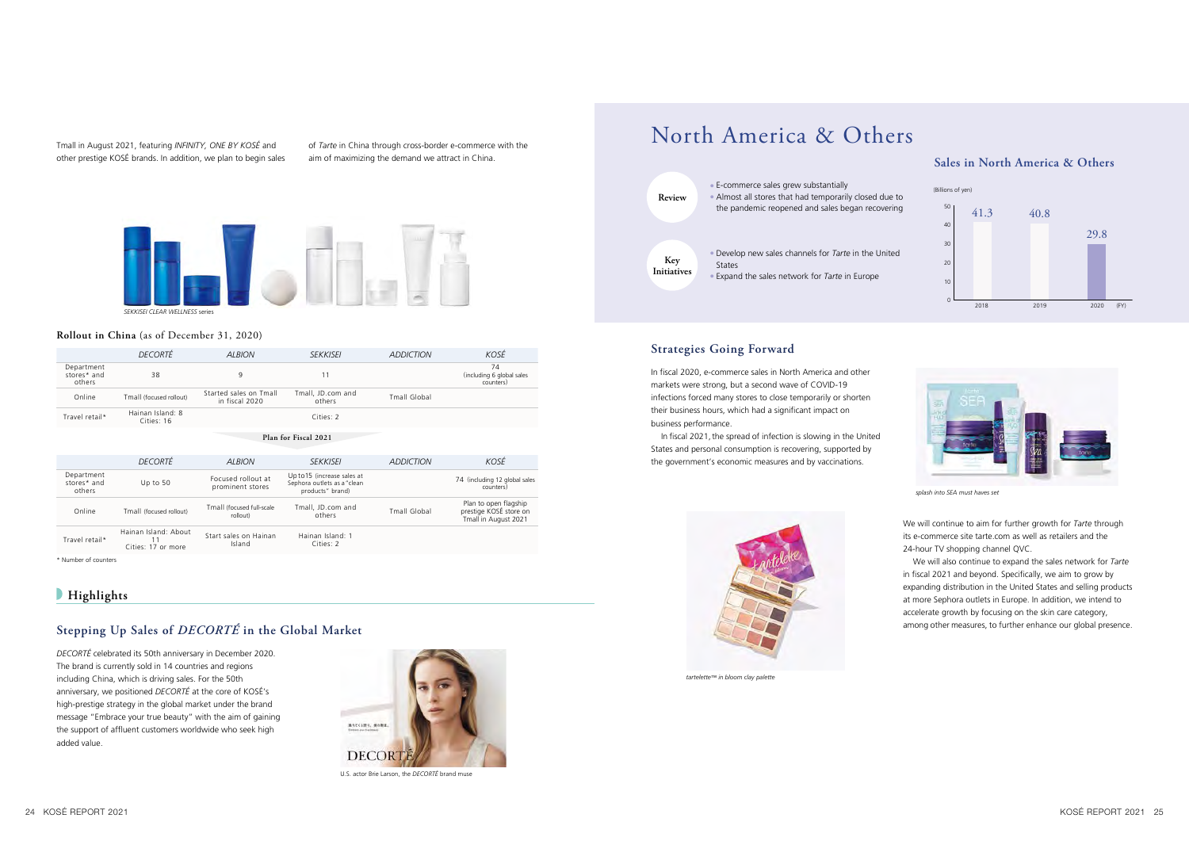Tmall in August 2021, featuring *INFINITY*, *ONE BY KOSÉ* and other prestige KOSÉ brands. In addition, we plan to begin sales of *Tarte* in China through cross-border e-commerce with the aim of maximizing the demand we attract in China.

*SEKKISEI CLEAR WELLNESS* series

**Rollout in China** (as of December 31, 2020)

| | *DECORTÉ* | *ALBION* | *SEKKISEI* | *ADDICTION* | *KOSÉ* |
|---|---|---|---|---|---|
| Department stores* and others | 38 | 9 | 11 | | 74 (including 6 global sales counters) |
| Online | Tmall (focused rollout) | Started sales on Tmall in fiscal 2020 | Tmall, JD.com and others | Tmall Global | |
| Travel retail* | Hainan Island: 8 Cities: 16 | | Cities: 2 | | |

**Plan for Fiscal 2021**

| | *DECORTÉ* | *ALBION* | *SEKKISEI* | *ADDICTION* | *KOSÉ* |
|---|---|---|---|---|---|
| Department stores* and others | Up to 50 | Focused rollout at prominent stores | Up to 15 (increase sales at Sephora outlets as a "clean products" brand) | | 74 (including 12 global sales counters) |
| Online | Tmall (focused rollout) | Tmall (focused full-scale rollout) | Tmall, JD.com and others | Tmall Global | Plan to open flagship prestige KOSÉ store on Tmall in August 2021 |
| Travel retail* | Hainan Island: About 11 Cities: 17 or more | Start sales on Hainan Island | Hainan Island: 1 Cities: 2 | | |

\* Number of counters

## Highlights

### Stepping Up Sales of *DECORTÉ* in the Global Market

*DECORTÉ* celebrated its 50th anniversary in December 2020. The brand is currently sold in 14 countries and regions including China, which is driving sales. For the 50th anniversary, we positioned *DECORTÉ* at the core of KOSÉ's high-prestige strategy in the global market under the brand message "Embrace your true beauty" with the aim of gaining the support of affluent customers worldwide who seek high added value.

U.S. actor Brie Larson, the *DECORTÉ* brand muse

# North America & Others

**Review**

- E-commerce sales grew substantially
- Almost all stores that had temporarily closed due to the pandemic reopened and sales began recovering

**Key Initiatives**

- Develop new sales channels for *Tarte* in the United States
- Expand the sales network for *Tarte* in Europe

### Sales in North America & Others

(Billions of yen)

41.3 40.8 29.8

2018 2019 2020 (FY)

## Strategies Going Forward

In fiscal 2020, e-commerce sales in North America and other markets were strong, but a second wave of COVID-19 infections forced many stores to close temporarily or shorten their business hours, which had a significant impact on business performance.

In fiscal 2021, the spread of infection is slowing in the United States and personal consumption is recovering, supported by the government's economic measures and by vaccinations.

We will continue to aim for further growth for *Tarte* through its e-commerce site tarte.com as well as retailers and the 24-hour TV shopping channel QVC.

We will also continue to expand the sales network for *Tarte* in fiscal 2021 and beyond. Specifically, we aim to grow by expanding distribution in the United States and selling products at more Sephora outlets in Europe. In addition, we intend to accelerate growth by focusing on the skin care category, among other measures, to further enhance our global presence.

*splash into SEA must haves set*

*tartelette™ in bloom clay palette*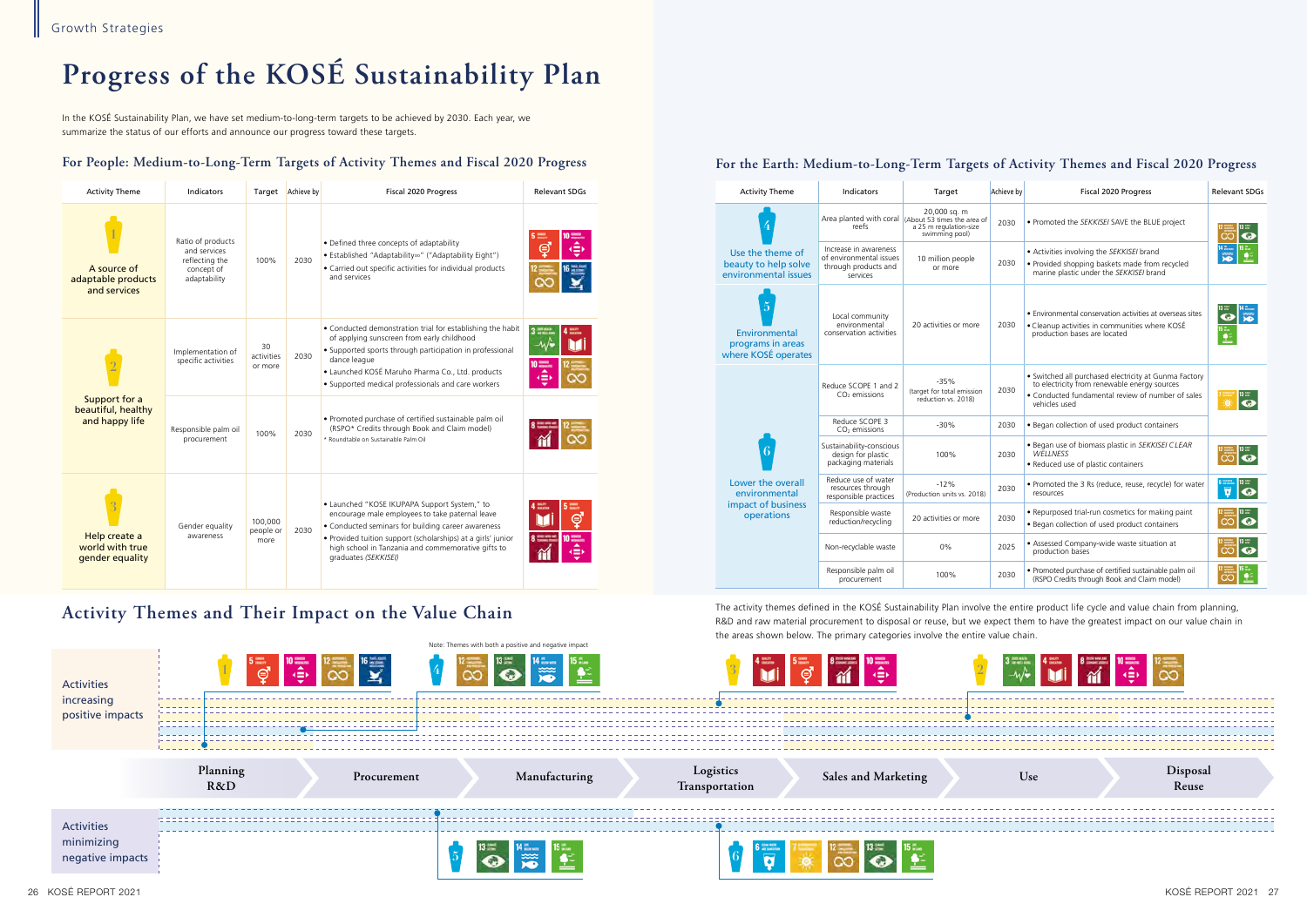Growth Strategies

# Progress of the KOSÉ Sustainability Plan

In the KOSÉ Sustainability Plan, we have set medium-to-long-term targets to be achieved by 2030. Each year, we summarize the status of our efforts and announce our progress toward these targets.

## For People: Medium-to-Long-Term Targets of Activity Themes and Fiscal 2020 Progress

| Activity Theme | Indicators | Target | Achieve by | Fiscal 2020 Progress | Relevant SDGs |
|---|---|---|---|---|---|
| 1 A source of adaptable products and services | Ratio of products and services reflecting the concept of adaptability | 100% | 2030 | • Defined three concepts of adaptability<br>• Established "Adaptability∞" ("Adaptability Eight")<br>• Carried out specific activities for individual products and services | 5, 10, 12, 16 |
| 2 Support for a beautiful, healthy and happy life | Implementation of specific activities | 30 activities or more | 2030 | • Conducted demonstration trial for establishing the habit of applying sunscreen from early childhood<br>• Supported sports through participation in professional dance league<br>• Launched KOSÉ Maruho Pharma Co., Ltd. products<br>• Supported medical professionals and care workers | 3, 4, 10, 12 |
| | Responsible palm oil procurement | 100% | 2030 | • Promoted purchase of certified sustainable palm oil (RSPO* Credits through Book and Claim model)<br>* Roundtable on Sustainable Palm Oil | 8, 12 |
| 3 Help create a world with true gender equality | Gender equality awareness | 100,000 people or more | 2030 | • Launched "KOSE IKUPAPA Support System," to encourage male employees to take paternal leave<br>• Conducted seminars for building career awareness<br>• Provided tuition support (scholarships) at a girls' junior high school in Tanzania and commemorative gifts to graduates *(SEKKISEI)* | 4, 5, 8, 10 |

## For the Earth: Medium-to-Long-Term Targets of Activity Themes and Fiscal 2020 Progress

| Activity Theme | Indicators | Target | Achieve by | Fiscal 2020 Progress | Relevant SDGs |
|---|---|---|---|---|---|
| 4 Use the theme of beauty to help solve environmental issues | Area planted with coral reefs | 20,000 sq. m (About 53 times the area of a 25 m regulation-size swimming pool) | 2030 | • Promoted the *SEKKISEI* SAVE the BLUE project | 13, 14, 15 |
| | Increase in awareness of environmental issues through products and services | 10 million people or more | 2030 | • Activities involving the *SEKKISEI* brand<br>• Provided shopping baskets made from recycled marine plastic under the *SEKKISEI* brand | |
| 5 Environmental programs in areas where KOSÉ operates | Local community environmental conservation activities | 20 activities or more | 2030 | • Environmental conservation activities at overseas sites<br>• Cleanup activities in communities where KOSÉ production bases are located | 13, 14, 15 |
| 6 Lower the overall environmental impact of business operations | Reduce SCOPE 1 and 2 $CO_2$ emissions | -35% (target for total emission reduction vs. 2018) | 2030 | • Switched all purchased electricity at Gunma Factory to electricity from renewable energy sources<br>• Conducted fundamental review of number of sales vehicles used | 7, 13 |
| | Reduce SCOPE 3 $CO_2$ emissions | -30% | 2030 | • Began collection of used product containers | |
| | Sustainability-conscious design for plastic packaging materials | 100% | 2030 | • Began use of biomass plastic in *SEKKISEI CLEAR WELLNESS*<br>• Reduced use of plastic containers | 12, 13 |
| | Reduce use of water resources through responsible practices | -12% (Production units vs. 2018) | 2030 | • Promoted the 3 Rs (reduce, reuse, recycle) for water resources | 6, 13 |
| | Responsible waste reduction/recycling | 20 activities or more | 2030 | • Repurposed trial-run cosmetics for making paint<br>• Began collection of used product containers | 12, 13 |
| | Non-recyclable waste | 0% | 2025 | • Assessed Company-wide waste situation at production bases | 12, 13 |
| | Responsible palm oil procurement | 100% | 2030 | • Promoted purchase of certified sustainable palm oil (RSPO Credits through Book and Claim model) | 12, 15 |

## Activity Themes and Their Impact on the Value Chain

The activity themes defined in the KOSÉ Sustainability Plan involve the entire product life cycle and value chain from planning, R&D and raw material procurement to disposal or reuse, but we expect them to have the greatest impact on our value chain in the areas shown below. The primary categories involve the entire value chain.

Note: Themes with both a positive and negative impact

Activities increasing positive impacts

1: 5, 10, 12, 16
4: 12, 13, 14, 15
3: 4, 5, 8, 10
2: 3, 4, 8, 10, 12

Planning R&D
Procurement
Manufacturing
Logistics Transportation
Sales and Marketing
Use
Disposal Reuse

Activities minimizing negative impacts

5: 13, 14, 15
6: 6, 7, 12, 13, 15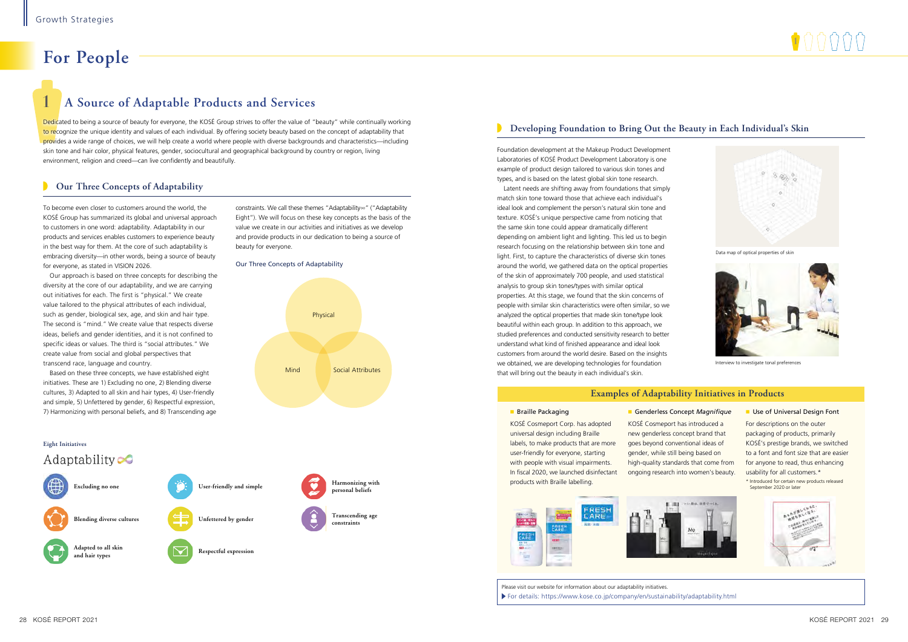# For People

## 1 A Source of Adaptable Products and Services

Dedicated to being a source of beauty for everyone, the KOSÉ Group strives to offer the value of "beauty" while continually working to recognize the unique identity and values of each individual. By offering society beauty based on the concept of adaptability that provides a wide range of choices, we will help create a world where people with diverse backgrounds and characteristics—including skin tone and hair color, physical features, gender, sociocultural and geographical background by country or region, living environment, religion and creed—can live confidently and beautifully.

### Our Three Concepts of Adaptability

To become even closer to customers around the world, the KOSÉ Group has summarized its global and universal approach to customers in one word: adaptability. Adaptability in our products and services enables customers to experience beauty in the best way for them. At the core of such adaptability is embracing diversity—in other words, being a source of beauty for everyone, as stated in VISION 2026.

Our approach is based on three concepts for describing the diversity at the core of our adaptability, and we are carrying out initiatives for each. The first is "physical." We create value tailored to the physical attributes of each individual, such as gender, biological sex, age, and skin and hair type. The second is "mind." We create value that respects diverse ideas, beliefs and gender identities, and it is not confined to specific ideas or values. The third is "social attributes." We create value from social and global perspectives that transcend race, language and country.

Based on these three concepts, we have established eight initiatives. These are 1) Excluding no one, 2) Blending diverse cultures, 3) Adapted to all skin and hair types, 4) User-friendly and simple, 5) Unfettered by gender, 6) Respectful expression, 7) Harmonizing with personal beliefs, and 8) Transcending age constraints. We call these themes "Adaptability∞" ("Adaptability Eight"). We will focus on these key concepts as the basis of the value we create in our activities and initiatives as we develop and provide products in our dedication to being a source of beauty for everyone.

Our Three Concepts of Adaptability

Physical

Mind

Social Attributes

**Eight Initiatives**

Adaptability∞

- Excluding no one
- Blending diverse cultures
- Adapted to all skin and hair types
- User-friendly and simple
- Unfettered by gender
- Respectful expression
- Harmonizing with personal beliefs
- Transcending age constraints

### Developing Foundation to Bring Out the Beauty in Each Individual's Skin

Foundation development at the Makeup Product Development Laboratories of KOSÉ Product Development Laboratory is one example of product design tailored to various skin tones and types, and is based on the latest global skin tone research.

Latent needs are shifting away from foundations that simply match skin tone toward those that achieve each individual's ideal look and complement the person's natural skin tone and texture. KOSÉ's unique perspective came from noticing that the same skin tone could appear dramatically different depending on ambient light and lighting. This led us to begin research focusing on the relationship between skin tone and light. First, to capture the characteristics of diverse skin tones around the world, we gathered data on the optical properties of the skin of approximately 700 people, and used statistical analysis to group skin tones/types with similar optical properties. At this stage, we found that the skin concerns of people with similar skin characteristics were often similar, so we analyzed the optical properties that made skin tone/type look beautiful within each group. In addition to this approach, we studied preferences and conducted sensitivity research to better understand what kind of finished appearance and ideal look customers from around the world desire. Based on the insights we obtained, we are developing technologies for foundation that will bring out the beauty in each individual's skin.

Data map of optical properties of skin

Interview to investigate tonal preferences

### Examples of Adaptability Initiatives in Products

**■ Braille Packaging**

KOSÉ Cosmeport Corp. has adopted universal design including Braille labels, to make products that are more user-friendly for everyone, starting with people with visual impairments. In fiscal 2020, we launched disinfectant products with Braille labelling.

**■ Genderless Concept *Magnifique***

KOSÉ Cosmeport has introduced a new genderless concept brand that goes beyond conventional ideas of gender, while still being based on high-quality standards that come from ongoing research into women's beauty.

**■ Use of Universal Design Font**

For descriptions on the outer packaging of products, primarily KOSÉ's prestige brands, we switched to a font and font size that are easier for anyone to read, thus enhancing usability for all customers.*

\* Introduced for certain new products released September 2020 or later

Please visit our website for information about our adaptability initiatives.

▶ For details: https://www.kose.co.jp/company/en/sustainability/adaptability.html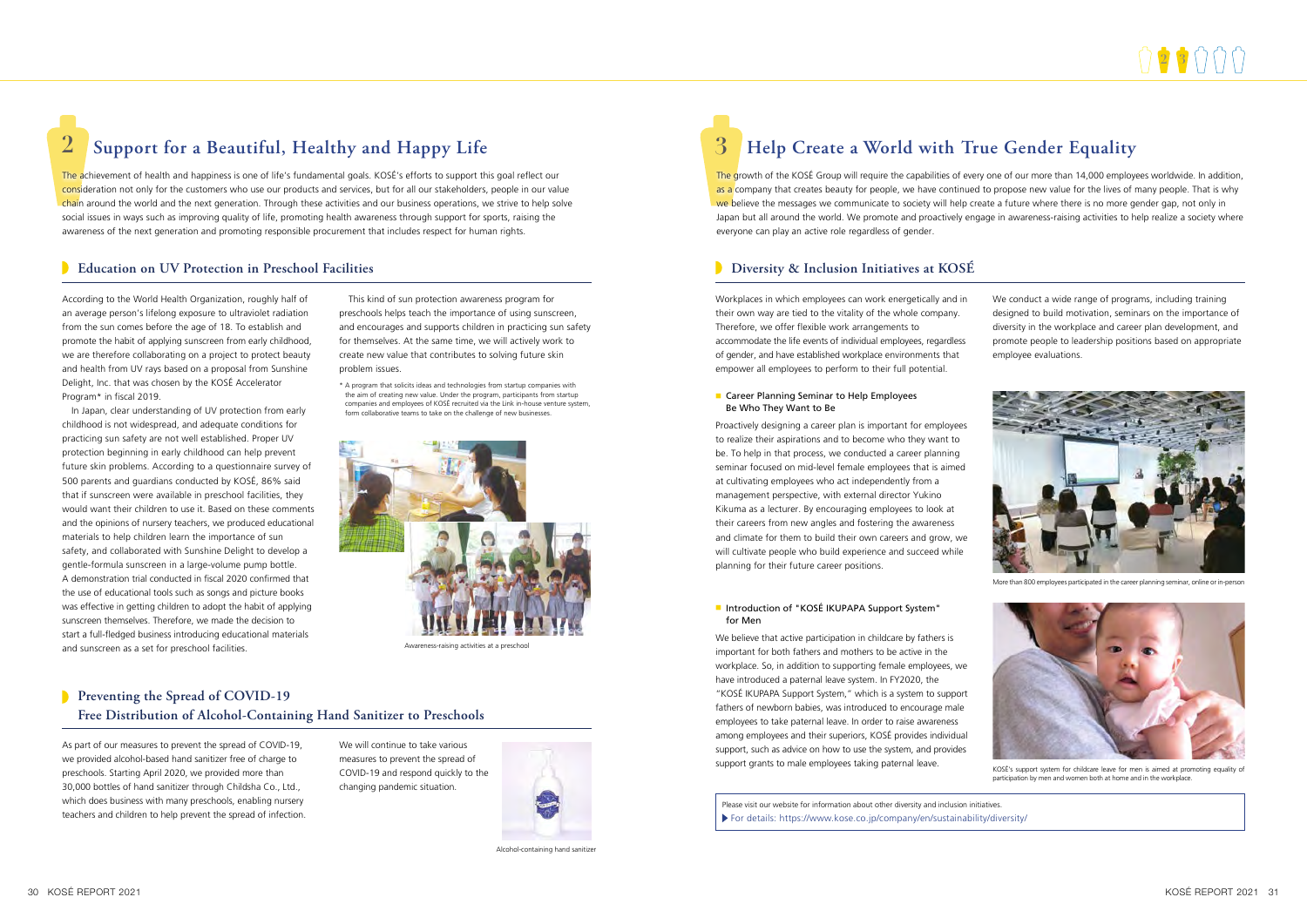# 2 Support for a Beautiful, Healthy and Happy Life

The achievement of health and happiness is one of life's fundamental goals. KOSÉ's efforts to support this goal reflect our consideration not only for the customers who use our products and services, but for all our stakeholders, people in our value chain around the world and the next generation. Through these activities and our business operations, we strive to help solve social issues in ways such as improving quality of life, promoting health awareness through support for sports, raising the awareness of the next generation and promoting responsible procurement that includes respect for human rights.

## Education on UV Protection in Preschool Facilities

According to the World Health Organization, roughly half of an average person's lifelong exposure to ultraviolet radiation from the sun comes before the age of 18. To establish and promote the habit of applying sunscreen from early childhood, we are therefore collaborating on a project to protect beauty and health from UV rays based on a proposal from Sunshine Delight, Inc. that was chosen by the KOSÉ Accelerator Program* in fiscal 2019.

In Japan, clear understanding of UV protection from early childhood is not widespread, and adequate conditions for practicing sun safety are not well established. Proper UV protection beginning in early childhood can help prevent future skin problems. According to a questionnaire survey of 500 parents and guardians conducted by KOSÉ, 86% said that if sunscreen were available in preschool facilities, they would want their children to use it. Based on these comments and the opinions of nursery teachers, we produced educational materials to help children learn the importance of sun safety, and collaborated with Sunshine Delight to develop a gentle-formula sunscreen in a large-volume pump bottle. A demonstration trial conducted in fiscal 2020 confirmed that the use of educational tools such as songs and picture books was effective in getting children to adopt the habit of applying sunscreen themselves. Therefore, we made the decision to start a full-fledged business introducing educational materials and sunscreen as a set for preschool facilities.

This kind of sun protection awareness program for preschools helps teach the importance of using sunscreen, and encourages and supports children in practicing sun safety for themselves. At the same time, we will actively work to create new value that contributes to solving future skin problem issues.

* A program that solicits ideas and technologies from startup companies with the aim of creating new value. Under the program, participants from startup companies and employees of KOSÉ recruited via the Link in-house venture system, form collaborative teams to take on the challenge of new businesses.

Awareness-raising activities at a preschool

## Preventing the Spread of COVID-19
## Free Distribution of Alcohol-Containing Hand Sanitizer to Preschools

As part of our measures to prevent the spread of COVID-19, we provided alcohol-based hand sanitizer free of charge to preschools. Starting April 2020, we provided more than 30,000 bottles of hand sanitizer through Childsha Co., Ltd., which does business with many preschools, enabling nursery teachers and children to help prevent the spread of infection.

We will continue to take various measures to prevent the spread of COVID-19 and respond quickly to the changing pandemic situation.

Alcohol-containing hand sanitizer

# 3 Help Create a World with True Gender Equality

The growth of the KOSÉ Group will require the capabilities of every one of our more than 14,000 employees worldwide. In addition, as a company that creates beauty for people, we have continued to propose new value for the lives of many people. That is why we believe the messages we communicate to society will help create a future where there is no more gender gap, not only in Japan but all around the world. We promote and proactively engage in awareness-raising activities to help realize a society where everyone can play an active role regardless of gender.

## Diversity & Inclusion Initiatives at KOSÉ

Workplaces in which employees can work energetically and in their own way are tied to the vitality of the whole company. Therefore, we offer flexible work arrangements to accommodate the life events of individual employees, regardless of gender, and have established workplace environments that empower all employees to perform to their full potential.

We conduct a wide range of programs, including training designed to build motivation, seminars on the importance of diversity in the workplace and career plan development, and promote people to leadership positions based on appropriate employee evaluations.

### Career Planning Seminar to Help Employees Be Who They Want to Be

Proactively designing a career plan is important for employees to realize their aspirations and to become who they want to be. To help in that process, we conducted a career planning seminar focused on mid-level female employees that is aimed at cultivating employees who act independently from a management perspective, with external director Yukino Kikuma as a lecturer. By encouraging employees to look at their careers from new angles and fostering the awareness and climate for them to build their own careers and grow, we will cultivate people who build experience and succeed while planning for their future career positions.

More than 800 employees participated in the career planning seminar, online or in-person

### Introduction of "KOSÉ IKUPAPA Support System" for Men

We believe that active participation in childcare by fathers is important for both fathers and mothers to be active in the workplace. So, in addition to supporting female employees, we have introduced a paternal leave system. In FY2020, the "KOSÉ IKUPAPA Support System," which is a system to support fathers of newborn babies, was introduced to encourage male employees to take paternal leave. In order to raise awareness among employees and their superiors, KOSÉ provides individual support, such as advice on how to use the system, and provides support grants to male employees taking paternal leave.

KOSÉ's support system for childcare leave for men is aimed at promoting equality of participation by men and women both at home and in the workplace.

Please visit our website for information about other diversity and inclusion initiatives.

▶ For details: https://www.kose.co.jp/company/en/sustainability/diversity/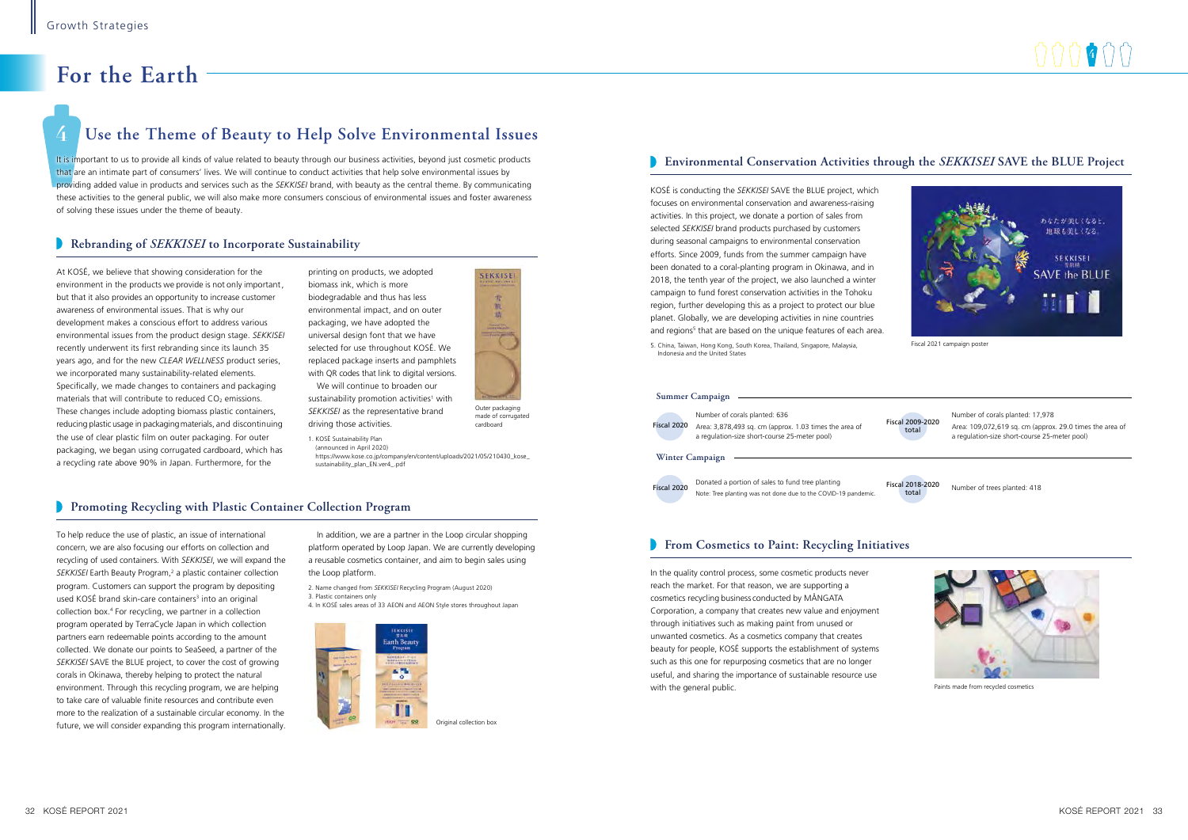# For the Earth

## 4 Use the Theme of Beauty to Help Solve Environmental Issues

It is important to us to provide all kinds of value related to beauty through our business activities, beyond just cosmetic products that are an intimate part of consumers' lives. We will continue to conduct activities that help solve environmental issues by providing added value in products and services such as the *SEKKISEI* brand, with beauty as the central theme. By communicating these activities to the general public, we will also make more consumers conscious of environmental issues and foster awareness of solving these issues under the theme of beauty.

### Rebranding of *SEKKISEI* to Incorporate Sustainability

At KOSÉ, we believe that showing consideration for the environment in the products we provide is not only important, but that it also provides an opportunity to increase customer awareness of environmental issues. That is why our development makes a conscious effort to address various environmental issues from the product design stage. *SEKKISEI* recently underwent its first rebranding since its launch 35 years ago, and for the new *CLEAR WELLNESS* product series, we incorporated many sustainability-related elements. Specifically, we made changes to containers and packaging materials that will contribute to reduced $CO_2$ emissions. These changes include adopting biomass plastic containers, reducing plastic usage in packaging materials, and discontinuing the use of clear plastic film on outer packaging. For outer packaging, we began using corrugated cardboard, which has a recycling rate above 90% in Japan. Furthermore, for the printing on products, we adopted biomass ink, which is more biodegradable and thus has less environmental impact, and on outer packaging, we have adopted the universal design font that we have selected for use throughout KOSÉ. We replaced package inserts and pamphlets with QR codes that link to digital versions.

We will continue to broaden our sustainability promotion activities[1] with *SEKKISEI* as the representative brand driving those activities.

Outer packaging made of corrugated cardboard

1. KOSÉ Sustainability Plan (announced in April 2020) https://www.kose.co.jp/company/en/content/uploads/2021/05/210430_kose_sustainability_plan_EN.ver4_.pdf

### Promoting Recycling with Plastic Container Collection Program

To help reduce the use of plastic, an issue of international concern, we are also focusing our efforts on collection and recycling of used containers. With *SEKKISEI*, we will expand the *SEKKISEI* Earth Beauty Program,[2] a plastic container collection program. Customers can support the program by depositing used KOSÉ brand skin-care containers[3] into an original collection box.[4] For recycling, we partner in a collection program operated by TerraCycle Japan in which collection partners earn redeemable points according to the amount collected. We donate our points to SeaSeed, a partner of the *SEKKISEI* SAVE the BLUE project, to cover the cost of growing corals in Okinawa, thereby helping to protect the natural environment. Through this recycling program, we are helping to take care of valuable finite resources and contribute even more to the realization of a sustainable circular economy. In the future, we will consider expanding this program internationally.

In addition, we are a partner in the Loop circular shopping platform operated by Loop Japan. We are currently developing a reusable cosmetics container, and aim to begin sales using the Loop platform.

2. Name changed from *SEKKISEI* Recycling Program (August 2020)
3. Plastic containers only
4. In KOSÉ sales areas of 33 AEON and AEON Style stores throughout Japan

Original collection box

### Environmental Conservation Activities through the *SEKKISEI* SAVE the BLUE Project

KOSÉ is conducting the *SEKKISEI* SAVE the BLUE project, which focuses on environmental conservation and awareness-raising activities. In this project, we donate a portion of sales from selected *SEKKISEI* brand products purchased by customers during seasonal campaigns to environmental conservation efforts. Since 2009, funds from the summer campaign have been donated to a coral-planting program in Okinawa, and in 2018, the tenth year of the project, we also launched a winter campaign to fund forest conservation activities in the Tohoku region, further developing this as a project to protect our blue planet. Globally, we are developing activities in nine countries and regions[5] that are based on the unique features of each area.

5. China, Taiwan, Hong Kong, South Korea, Thailand, Singapore, Malaysia, Indonesia and the United States

Fiscal 2021 campaign poster

**Summer Campaign**

| | | | |
|---|---|---|---|
| Fiscal 2020 | Number of corals planted: 636<br>Area: 3,878,493 sq. cm (approx. 1.03 times the area of a regulation-size short-course 25-meter pool) | Fiscal 2009-2020 total | Number of corals planted: 17,978<br>Area: 109,072,619 sq. cm (approx. 29.0 times the area of a regulation-size short-course 25-meter pool) |

**Winter Campaign**

| | | | |
|---|---|---|---|
| Fiscal 2020 | Donated a portion of sales to fund tree planting<br>Note: Tree planting was not done due to the COVID-19 pandemic. | Fiscal 2018-2020 total | Number of trees planted: 418 |

### From Cosmetics to Paint: Recycling Initiatives

In the quality control process, some cosmetic products never reach the market. For that reason, we are supporting a cosmetics recycling business conducted by MÅNGATA Corporation, a company that creates new value and enjoyment through initiatives such as making paint from unused or unwanted cosmetics. As a cosmetics company that creates beauty for people, KOSÉ supports the establishment of systems such as this one for repurposing cosmetics that are no longer useful, and sharing the importance of sustainable resource use with the general public.

Paints made from recycled cosmetics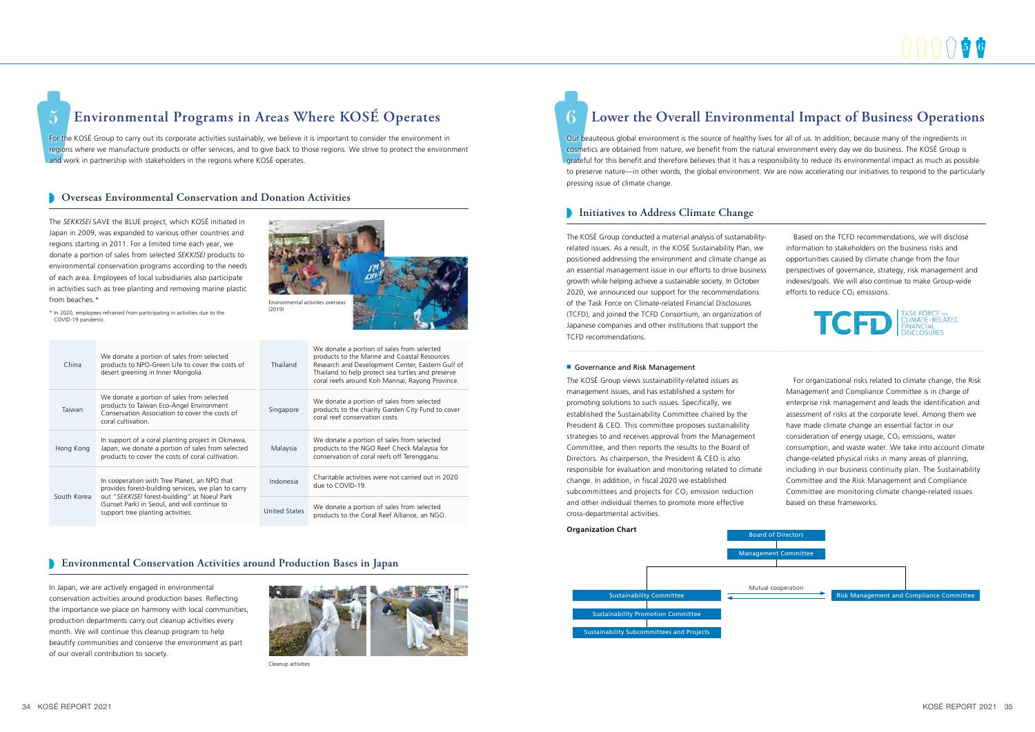# 5 Environmental Programs in Areas Where KOSÉ Operates

For the KOSÉ Group to carry out its corporate activities sustainably, we believe it is important to consider the environment in regions where we manufacture products or offer services, and to give back to those regions. We strive to protect the environment and work in partnership with stakeholders in the regions where KOSÉ operates.

## Overseas Environmental Conservation and Donation Activities

The *SEKKISEI* SAVE the BLUE project, which KOSÉ initiated in Japan in 2009, was expanded to various other countries and regions starting in 2011. For a limited time each year, we donate a portion of sales from selected *SEKKISEI* products to environmental conservation programs according to the needs of each area. Employees of local subsidiaries also participate in activities such as tree planting and removing marine plastic from beaches.*

\* In 2020, employees refrained from participating in activities due to the COVID-19 pandemic.

Environmental activities overseas (2019)

| | |
|---|---|
| China | We donate a portion of sales from selected products to NPO-Green Life to cover the costs of desert greening in Inner Mongolia. |
| Taiwan | We donate a portion of sales from selected products to Taiwan Eco-Angel Environment Conservation Association to cover the costs of coral cultivation. |
| Hong Kong | In support of a coral planting project in Okinawa, Japan, we donate a portion of sales from selected products to cover the costs of coral cultivation. |
| South Korea | In cooperation with Tree Planet, an NPO that provides forest-building services, we plan to carry out "*SEKKISEI* forest-building" at Noeul Park (Sunset Park) in Seoul, and will continue to support tree planting activities. |
| Thailand | We donate a portion of sales from selected products to the Marine and Coastal Resources Research and Development Center, Eastern Gulf of Thailand to help protect sea turtles and preserve coral reefs around Koh Mannai, Rayong Province. |
| Singapore | We donate a portion of sales from selected products to the charity Garden City Fund to cover coral reef conservation costs. |
| Malaysia | We donate a portion of sales from selected products to the NGO Reef Check Malaysia for conservation of coral reefs off Terengganu. |
| Indonesia | Charitable activities were not carried out in 2020 due to COVID-19. |
| United States | We donate a portion of sales from selected products to the Coral Reef Alliance, an NGO. |

## Environmental Conservation Activities around Production Bases in Japan

In Japan, we are actively engaged in environmental conservation activities around production bases. Reflecting the importance we place on harmony with local communities, production departments carry out cleanup activities every month. We will continue this cleanup program to help beautify communities and conserve the environment as part of our overall contribution to society.

Cleanup activities

# 6 Lower the Overall Environmental Impact of Business Operations

Our beauteous global environment is the source of healthy lives for all of us. In addition, because many of the ingredients in cosmetics are obtained from nature, we benefit from the natural environment every day we do business. The KOSÉ Group is grateful for this benefit and therefore believes that it has a responsibility to reduce its environmental impact as much as possible to preserve nature—in other words, the global environment. We are now accelerating our initiatives to respond to the particularly pressing issue of climate change.

## Initiatives to Address Climate Change

The KOSÉ Group conducted a material analysis of sustainability-related issues. As a result, in the KOSÉ Sustainability Plan, we positioned addressing the environment and climate change as an essential management issue in our efforts to drive business growth while helping achieve a sustainable society. In October 2020, we announced our support for the recommendations of the Task Force on Climate-related Financial Disclosures (TCFD), and joined the TCFD Consortium, an organization of Japanese companies and other institutions that support the TCFD recommendations.

Based on the TCFD recommendations, we will disclose information to stakeholders on the business risks and opportunities caused by climate change from the four perspectives of governance, strategy, risk management and indexes/goals. We will also continue to make Group-wide efforts to reduce $CO_2$ emissions.

TCFD TASK FORCE ON CLIMATE-RELATED FINANCIAL DISCLOSURES

### Governance and Risk Management

The KOSÉ Group views sustainability-related issues as management issues, and has established a system for promoting solutions to such issues. Specifically, we established the Sustainability Committee chaired by the President & CEO. This committee proposes sustainability strategies to and receives approval from the Management Committee, and then reports the results to the Board of Directors. As chairperson, the President & CEO is also responsible for evaluation and monitoring related to climate change. In addition, in fiscal 2020 we established subcommittees and projects for $CO_2$ emission reduction and other individual themes to promote more effective cross-departmental activities.

For organizational risks related to climate change, the Risk Management and Compliance Committee is in charge of enterprise risk management and leads the identification and assessment of risks at the corporate level. Among them we have made climate change an essential factor in our consideration of energy usage, $CO_2$ emissions, water consumption, and waste water. We take into account climate change-related physical risks in many areas of planning, including in our business continuity plan. The Sustainability Committee and the Risk Management and Compliance Committee are monitoring climate change-related issues based on these frameworks.

**Organization Chart**

- Board of Directors
  - Management Committee
    - Sustainability Committee ⟷ (Mutual cooperation) ⟷ Risk Management and Compliance Committee
      - Sustainability Promotion Committee
        - Sustainability Subcommittees and Projects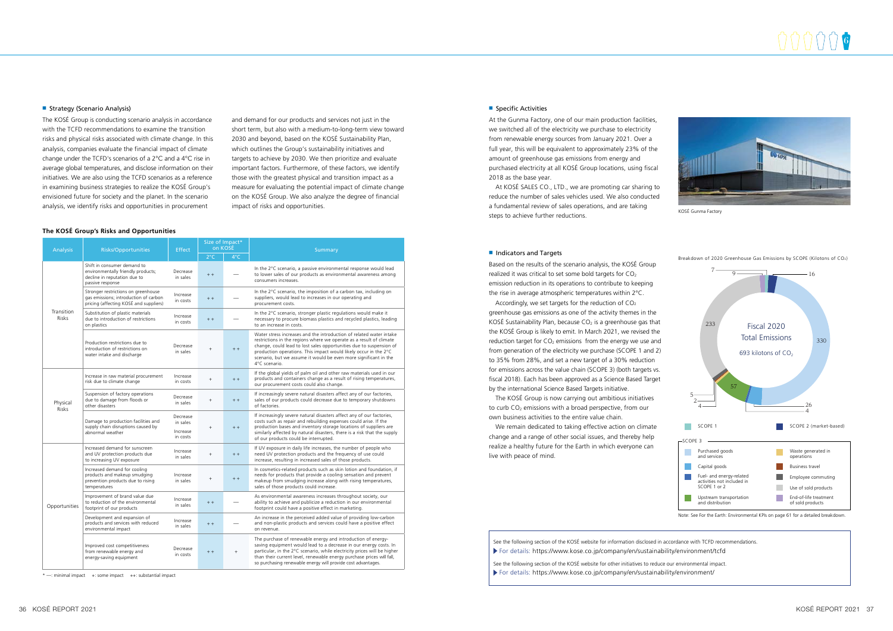## Strategy (Scenario Analysis)

The KOSÉ Group is conducting scenario analysis in accordance with the TCFD recommendations to examine the transition risks and physical risks associated with climate change. In this analysis, companies evaluate the financial impact of climate change under the TCFD's scenarios of a 2°C and a 4°C rise in average global temperatures, and disclose information on their initiatives. We are also using the TCFD scenarios as a reference in examining business strategies to realize the KOSÉ Group's envisioned future for society and the planet. In the scenario analysis, we identify risks and opportunities in procurement and demand for our products and services not just in the short term, but also with a medium-to-long-term view toward 2030 and beyond, based on the KOSÉ Sustainability Plan, which outlines the Group's sustainability initiatives and targets to achieve by 2030. We then prioritize and evaluate important factors. Furthermore, of these factors, we identify those with the greatest physical and transition impact as a measure for evaluating the potential impact of climate change on the KOSÉ Group. We also analyze the degree of financial impact of risks and opportunities.

### The KOSÉ Group's Risks and Opportunities

| Analysis | Risks/Opportunities | Effect | Size of Impact* on KOSÉ | | Summary |
|---|---|---|---|---|---|
| | | | 2°C | 4°C | |
| Transition Risks | Shift in consumer demand to environmentally friendly products; decline in reputation due to passive response | Decrease in sales | ++ | — | In the 2°C scenario, a passive environmental response would lead to lower sales of our products as environmental awareness among consumers increases. |
| | Stronger restrictions on greenhouse gas emissions; introduction of carbon pricing (affecting KOSÉ and suppliers) | Increase in costs | ++ | — | In the 2°C scenario, the imposition of a carbon tax, including on suppliers, would lead to increases in our operating and procurement costs. |
| | Substitution of plastic materials due to introduction of restrictions on plastics | Increase in costs | ++ | — | In the 2°C scenario, stronger plastic regulations would make it necessary to procure biomass plastics and recycled plastics, leading to an increase in costs. |
| | Production restrictions due to introduction of restrictions on water intake and discharge | Decrease in sales | + | ++ | Water stress increases and the introduction of related water intake restrictions in the regions where we operate as a result of climate change, could lead to lost sales opportunities due to suspension of production operations. This impact would likely occur in the 2°C scenario, but we assume it would be even more significant in the 4°C scenario. |
| Physical Risks | Increase in raw material procurement risk due to climate change | Increase in costs | + | ++ | If the global yields of palm oil and other raw materials used in our products and containers change as a result of rising temperatures, our procurement costs could also change. |
| | Suspension of factory operations due to damage from floods or other disasters | Decrease in sales | + | ++ | If increasingly severe natural disasters affect any of our factories, sales of our products could decrease due to temporary shutdowns of factories. |
| | Damage to production facilities and supply chain disruptions caused by abnormal weather | Decrease in sales / Increase in costs | + | ++ | If increasingly severe natural disasters affect any of our factories, costs such as repair and rebuilding expenses could arise. If the production bases and inventory storage locations of suppliers are similarly affected by natural disasters, there is a risk that the supply of our products could be interrupted. |
| Opportunities | Increased demand for sunscreen and UV protection products due to increasing UV exposure | Increase in sales | + | ++ | If UV exposure in daily life increases, the number of people who need UV protection products and the frequency of use could increase, resulting in increased sales of those products. |
| | Increased demand for cooling products and makeup smudging prevention products due to rising temperatures | Increase in sales | + | ++ | In cosmetics-related products such as skin lotion and foundation, if needs for products that provide a cooling sensation and prevent makeup from smudging increase along with rising temperatures, sales of those products could increase. |
| | Improvement of brand value due to reduction of the environmental footprint of our products | Increase in sales | ++ | — | As environmental awareness increases throughout society, our ability to achieve and publicize a reduction in our environmental footprint could have a positive effect in marketing. |
| | Development and expansion of products and services with reduced environmental impact | Increase in sales | ++ | — | An increase in the perceived added value of providing low-carbon and non-plastic products and services could have a positive effect on revenue. |
| | Improved cost competitiveness from renewable energy and energy-saving equipment | Decrease in costs | ++ | + | The purchase of renewable energy and introduction of energy-saving equipment would lead to a decrease in our energy costs. In particular, in the 2°C scenario, while electricity prices will be higher than their current level, renewable energy purchase prices will fall, so purchasing renewable energy will provide cost advantages. |

\* —: minimal impact +: some impact ++: substantial impact

## Specific Activities

At the Gunma Factory, one of our main production facilities, we switched all of the electricity we purchase to electricity from renewable energy sources from January 2021. Over a full year, this will be equivalent to approximately 23% of the amount of greenhouse gas emissions from energy and purchased electricity at all KOSÉ Group locations, using fiscal 2018 as the base year.

At KOSÉ SALES CO., LTD., we are promoting car sharing to reduce the number of sales vehicles used. We also conducted a fundamental review of sales operations, and are taking steps to achieve further reductions.

KOSÉ Gunma Factory

## Indicators and Targets

Based on the results of the scenario analysis, the KOSÉ Group realized it was critical to set some bold targets for $CO_2$ emission reduction in its operations to contribute to keeping the rise in average atmospheric temperatures within 2°C.

Accordingly, we set targets for the reduction of $CO_2$ greenhouse gas emissions as one of the activity themes in the KOSÉ Sustainability Plan, because $CO_2$ is a greenhouse gas that the KOSÉ Group is likely to emit. In March 2021, we revised the reduction target for $CO_2$ emissions from the energy we use and from generation of the electricity we purchase (SCOPE 1 and 2) to 35% from 28%, and set a new target of a 30% reduction for emissions across the value chain (SCOPE 3) (both targets vs. fiscal 2018). Each has been approved as a Science Based Target by the international Science Based Targets initiative.

The KOSÉ Group is now carrying out ambitious initiatives to curb $CO_2$ emissions with a broad perspective, from our own business activities to the entire value chain.

We remain dedicated to taking effective action on climate change and a range of other social issues, and thereby help realize a healthy future for the Earth in which everyone can live with peace of mind.

Breakdown of 2020 Greenhouse Gas Emissions by SCOPE (Kilotons of $CO_2$)

Fiscal 2020
Total Emissions
693 kilotons of $CO_2$

7
9
16
233
330
57
5
2
4
26
4

SCOPE 1
SCOPE 2 (market-based)
SCOPE 3
Purchased goods and services
Capital goods
Fuel- and energy-related activities not included in SCOPE 1 or 2
Upstream transportation and distribution
Waste generated in operations
Business travel
Employee commuting
Use of sold products
End-of-life treatment of sold products

Note: See For the Earth: Environmental KPIs on page 61 for a detailed breakdown.

See the following section of the KOSÉ website for information disclosed in accordance with TCFD recommendations.
▶ For details: https://www.kose.co.jp/company/en/sustainability/environment/tcfd

See the following section of the KOSÉ website for other initiatives to reduce our environmental impact.
▶ For details: https://www.kose.co.jp/company/en/sustainability/environment/